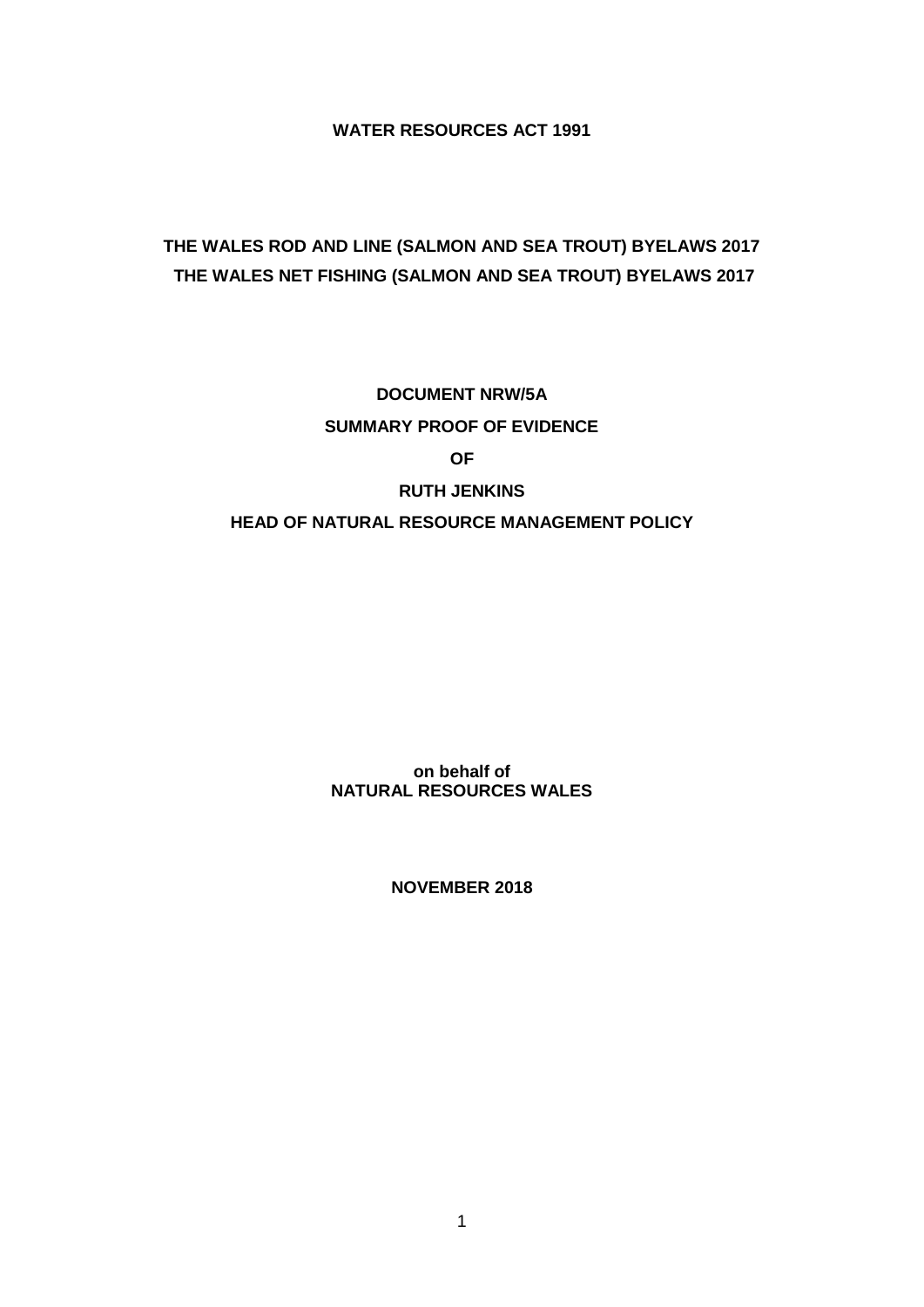**WATER RESOURCES ACT 1991**

**THE WALES ROD AND LINE (SALMON AND SEA TROUT) BYELAWS 2017**
**THE WALES NET FISHING (SALMON AND SEA TROUT) BYELAWS 2017**

**DOCUMENT NRW/5A**

**SUMMARY PROOF OF EVIDENCE**

**OF**

**RUTH JENKINS**

**HEAD OF NATURAL RESOURCE MANAGEMENT POLICY**

**on behalf of**
**NATURAL RESOURCES WALES**

**NOVEMBER 2018**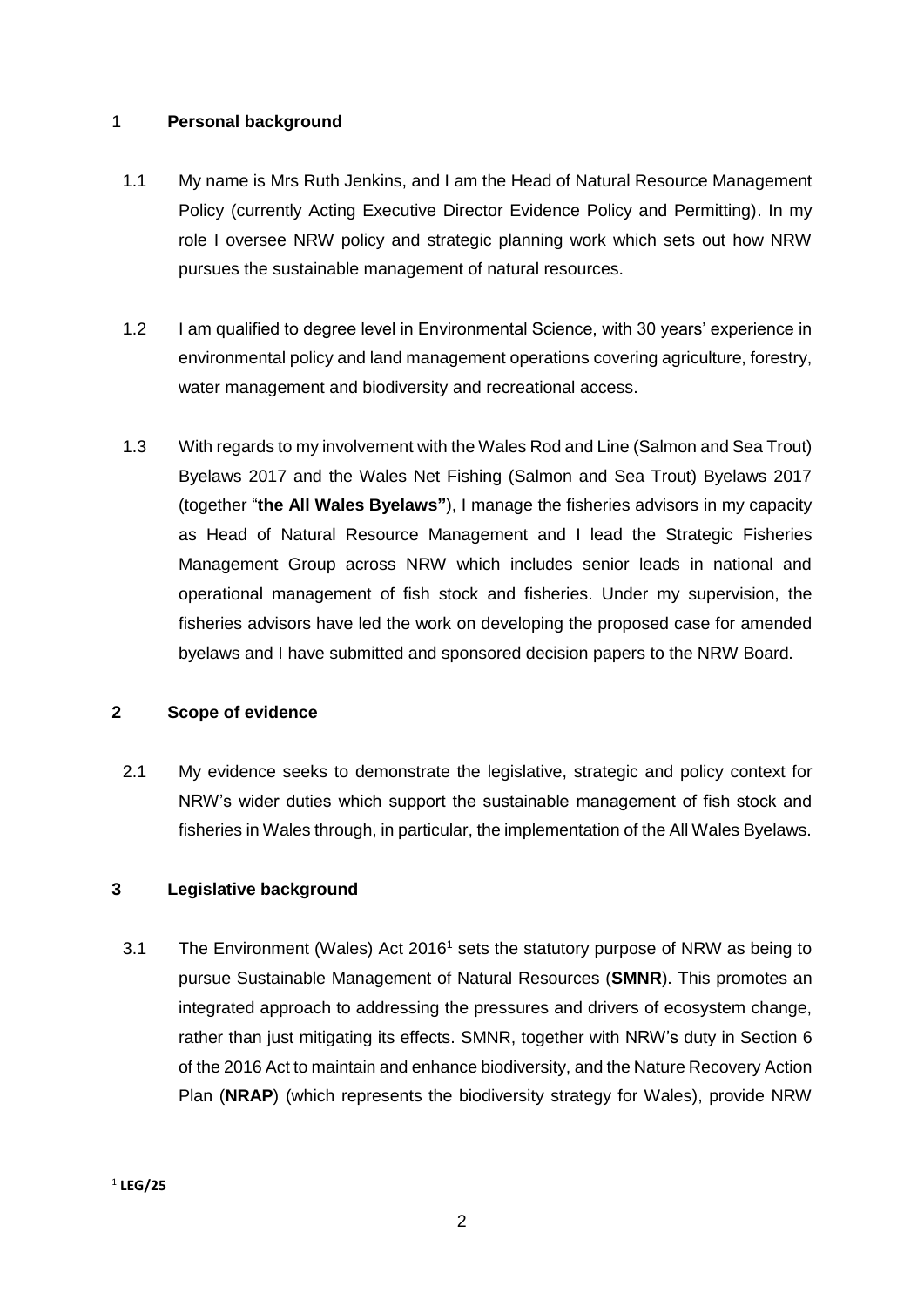## 1 Personal background

1.1 My name is Mrs Ruth Jenkins, and I am the Head of Natural Resource Management Policy (currently Acting Executive Director Evidence Policy and Permitting). In my role I oversee NRW policy and strategic planning work which sets out how NRW pursues the sustainable management of natural resources.

1.2 I am qualified to degree level in Environmental Science, with 30 years' experience in environmental policy and land management operations covering agriculture, forestry, water management and biodiversity and recreational access.

1.3 With regards to my involvement with the Wales Rod and Line (Salmon and Sea Trout) Byelaws 2017 and the Wales Net Fishing (Salmon and Sea Trout) Byelaws 2017 (together "**the All Wales Byelaws"**), I manage the fisheries advisors in my capacity as Head of Natural Resource Management and I lead the Strategic Fisheries Management Group across NRW which includes senior leads in national and operational management of fish stock and fisheries. Under my supervision, the fisheries advisors have led the work on developing the proposed case for amended byelaws and I have submitted and sponsored decision papers to the NRW Board.

## 2 Scope of evidence

2.1 My evidence seeks to demonstrate the legislative, strategic and policy context for NRW's wider duties which support the sustainable management of fish stock and fisheries in Wales through, in particular, the implementation of the All Wales Byelaws.

## 3 Legislative background

3.1 The Environment (Wales) Act 2016[1] sets the statutory purpose of NRW as being to pursue Sustainable Management of Natural Resources (**SMNR**). This promotes an integrated approach to addressing the pressures and drivers of ecosystem change, rather than just mitigating its effects. SMNR, together with NRW's duty in Section 6 of the 2016 Act to maintain and enhance biodiversity, and the Nature Recovery Action Plan (**NRAP**) (which represents the biodiversity strategy for Wales), provide NRW

[1] **LEG/25**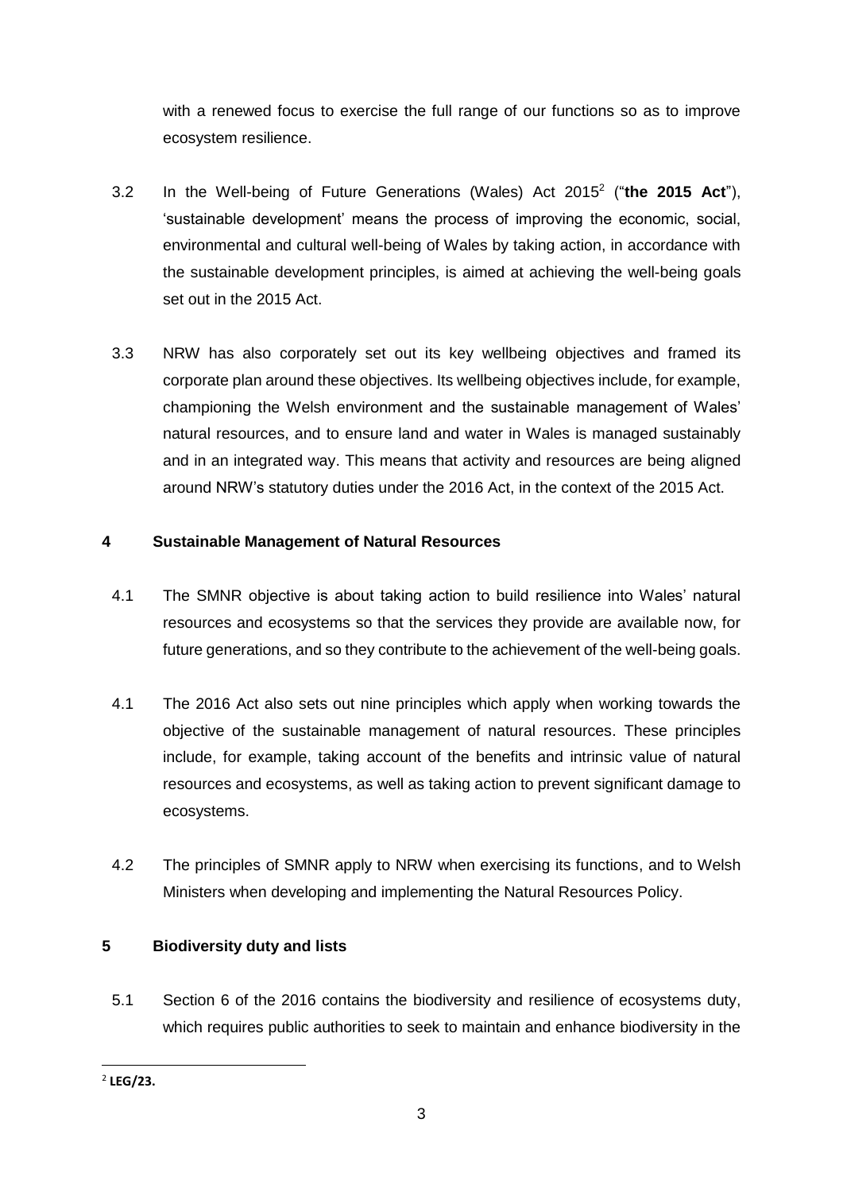with a renewed focus to exercise the full range of our functions so as to improve ecosystem resilience.

3.2 In the Well-being of Future Generations (Wales) Act 2015[2] ("**the 2015 Act**"), 'sustainable development' means the process of improving the economic, social, environmental and cultural well-being of Wales by taking action, in accordance with the sustainable development principles, is aimed at achieving the well-being goals set out in the 2015 Act.

3.3 NRW has also corporately set out its key wellbeing objectives and framed its corporate plan around these objectives. Its wellbeing objectives include, for example, championing the Welsh environment and the sustainable management of Wales' natural resources, and to ensure land and water in Wales is managed sustainably and in an integrated way. This means that activity and resources are being aligned around NRW's statutory duties under the 2016 Act, in the context of the 2015 Act.

## 4 Sustainable Management of Natural Resources

4.1 The SMNR objective is about taking action to build resilience into Wales' natural resources and ecosystems so that the services they provide are available now, for future generations, and so they contribute to the achievement of the well-being goals.

4.1 The 2016 Act also sets out nine principles which apply when working towards the objective of the sustainable management of natural resources. These principles include, for example, taking account of the benefits and intrinsic value of natural resources and ecosystems, as well as taking action to prevent significant damage to ecosystems.

4.2 The principles of SMNR apply to NRW when exercising its functions, and to Welsh Ministers when developing and implementing the Natural Resources Policy.

## 5 Biodiversity duty and lists

5.1 Section 6 of the 2016 contains the biodiversity and resilience of ecosystems duty, which requires public authorities to seek to maintain and enhance biodiversity in the

[2] **LEG/23.**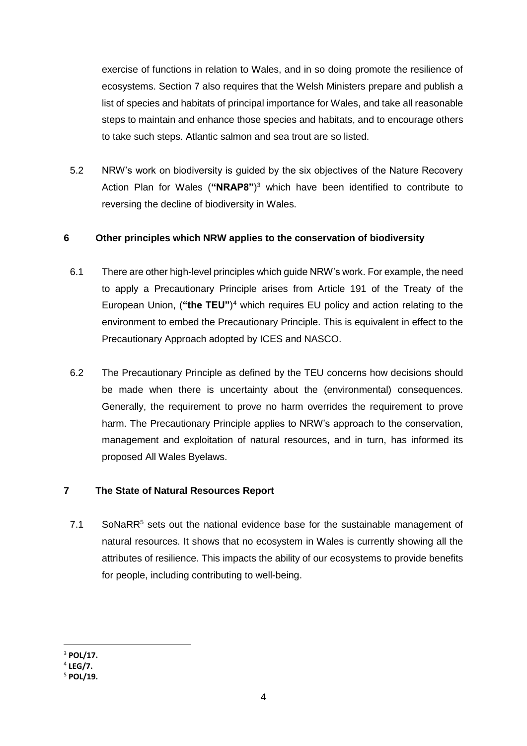exercise of functions in relation to Wales, and in so doing promote the resilience of ecosystems. Section 7 also requires that the Welsh Ministers prepare and publish a list of species and habitats of principal importance for Wales, and take all reasonable steps to maintain and enhance those species and habitats, and to encourage others to take such steps. Atlantic salmon and sea trout are so listed.

5.2 NRW's work on biodiversity is guided by the six objectives of the Nature Recovery Action Plan for Wales (**"NRAP8"**)[3] which have been identified to contribute to reversing the decline of biodiversity in Wales.

## 6 Other principles which NRW applies to the conservation of biodiversity

6.1 There are other high-level principles which guide NRW's work. For example, the need to apply a Precautionary Principle arises from Article 191 of the Treaty of the European Union, (**"the TEU"**)[4] which requires EU policy and action relating to the environment to embed the Precautionary Principle. This is equivalent in effect to the Precautionary Approach adopted by ICES and NASCO.

6.2 The Precautionary Principle as defined by the TEU concerns how decisions should be made when there is uncertainty about the (environmental) consequences. Generally, the requirement to prove no harm overrides the requirement to prove harm. The Precautionary Principle applies to NRW's approach to the conservation, management and exploitation of natural resources, and in turn, has informed its proposed All Wales Byelaws.

## 7 The State of Natural Resources Report

7.1 SoNaRR[5] sets out the national evidence base for the sustainable management of natural resources. It shows that no ecosystem in Wales is currently showing all the attributes of resilience. This impacts the ability of our ecosystems to provide benefits for people, including contributing to well-being.

---

[3] **POL/17.**

[4] **LEG/7.**

[5] **POL/19.**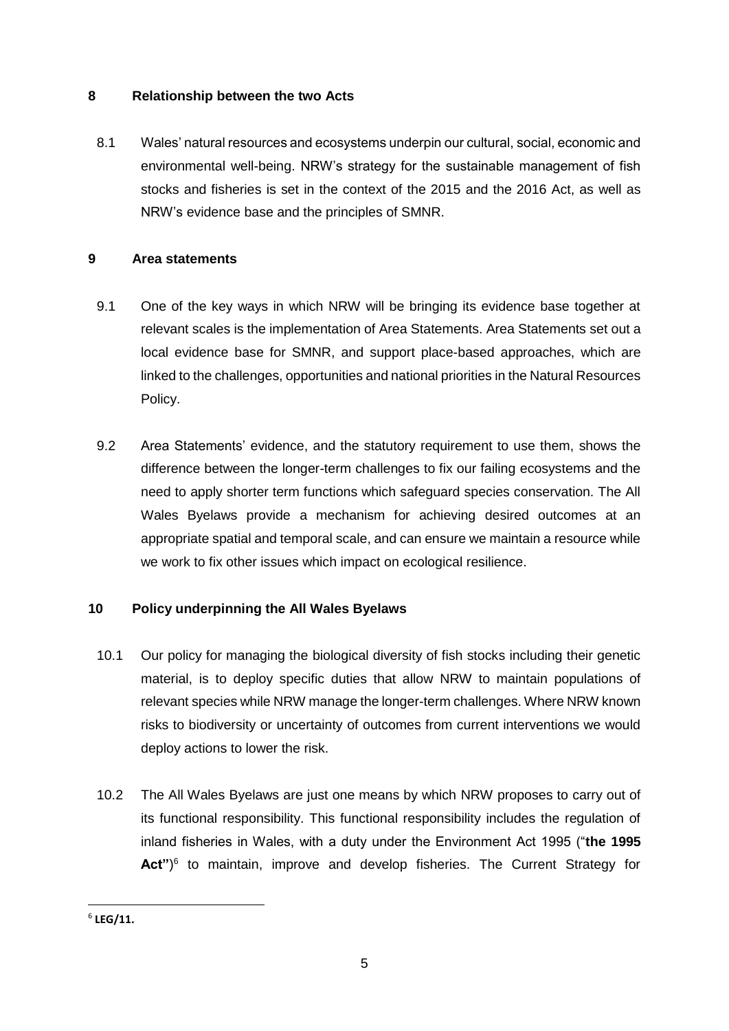## 8 Relationship between the two Acts

8.1 Wales' natural resources and ecosystems underpin our cultural, social, economic and environmental well-being. NRW's strategy for the sustainable management of fish stocks and fisheries is set in the context of the 2015 and the 2016 Act, as well as NRW's evidence base and the principles of SMNR.

## 9 Area statements

9.1 One of the key ways in which NRW will be bringing its evidence base together at relevant scales is the implementation of Area Statements. Area Statements set out a local evidence base for SMNR, and support place-based approaches, which are linked to the challenges, opportunities and national priorities in the Natural Resources Policy.

9.2 Area Statements' evidence, and the statutory requirement to use them, shows the difference between the longer-term challenges to fix our failing ecosystems and the need to apply shorter term functions which safeguard species conservation. The All Wales Byelaws provide a mechanism for achieving desired outcomes at an appropriate spatial and temporal scale, and can ensure we maintain a resource while we work to fix other issues which impact on ecological resilience.

## 10 Policy underpinning the All Wales Byelaws

10.1 Our policy for managing the biological diversity of fish stocks including their genetic material, is to deploy specific duties that allow NRW to maintain populations of relevant species while NRW manage the longer-term challenges. Where NRW known risks to biodiversity or uncertainty of outcomes from current interventions we would deploy actions to lower the risk.

10.2 The All Wales Byelaws are just one means by which NRW proposes to carry out of its functional responsibility. This functional responsibility includes the regulation of inland fisheries in Wales, with a duty under the Environment Act 1995 ("**the 1995 Act"**)[6] to maintain, improve and develop fisheries. The Current Strategy for

[6] **LEG/11.**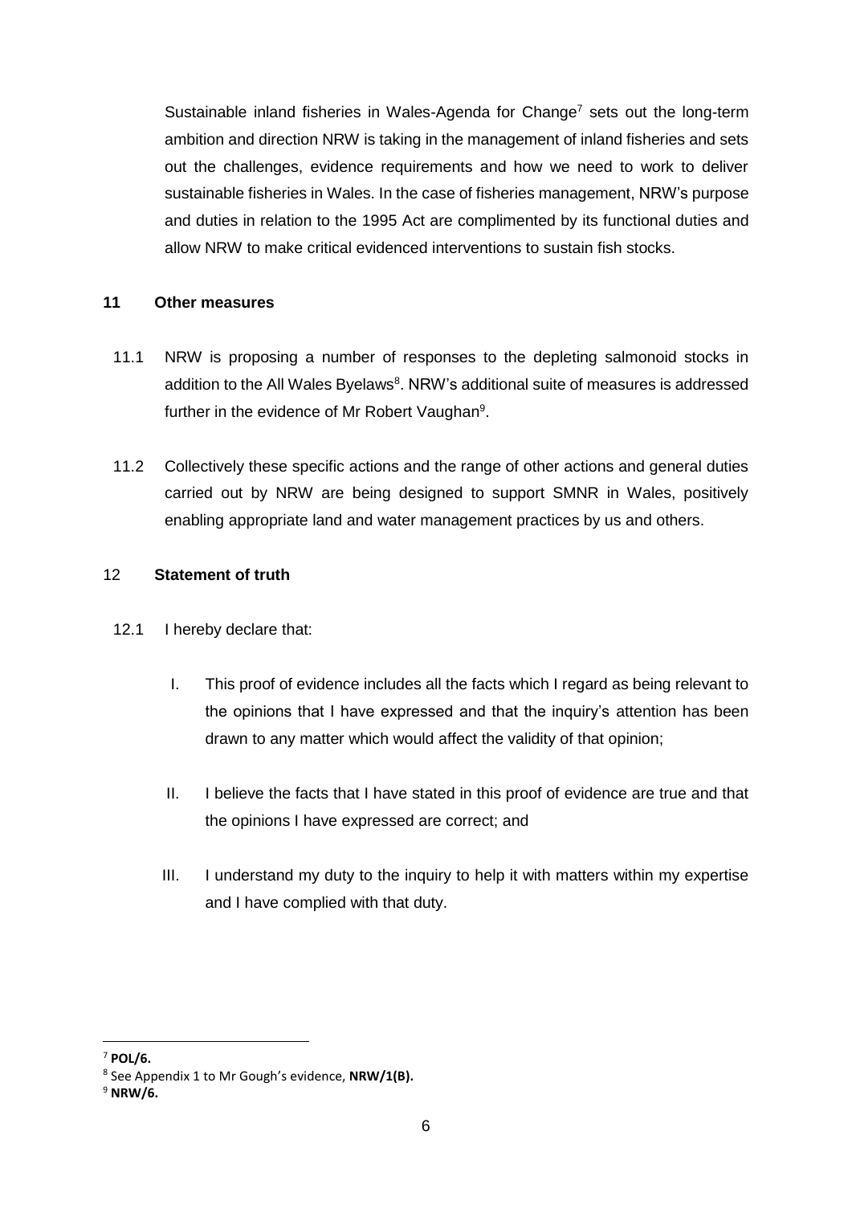Sustainable inland fisheries in Wales-Agenda for Change[7] sets out the long-term ambition and direction NRW is taking in the management of inland fisheries and sets out the challenges, evidence requirements and how we need to work to deliver sustainable fisheries in Wales. In the case of fisheries management, NRW's purpose and duties in relation to the 1995 Act are complimented by its functional duties and allow NRW to make critical evidenced interventions to sustain fish stocks.

## 11 Other measures

11.1 NRW is proposing a number of responses to the depleting salmonoid stocks in addition to the All Wales Byelaws[8]. NRW's additional suite of measures is addressed further in the evidence of Mr Robert Vaughan[9].

11.2 Collectively these specific actions and the range of other actions and general duties carried out by NRW are being designed to support SMNR in Wales, positively enabling appropriate land and water management practices by us and others.

## 12 Statement of truth

12.1 I hereby declare that:

I. This proof of evidence includes all the facts which I regard as being relevant to the opinions that I have expressed and that the inquiry's attention has been drawn to any matter which would affect the validity of that opinion;

II. I believe the facts that I have stated in this proof of evidence are true and that the opinions I have expressed are correct; and

III. I understand my duty to the inquiry to help it with matters within my expertise and I have complied with that duty.

---

[7] **POL/6.**

[8] See Appendix 1 to Mr Gough's evidence, **NRW/1(B).**

[9] **NRW/6.**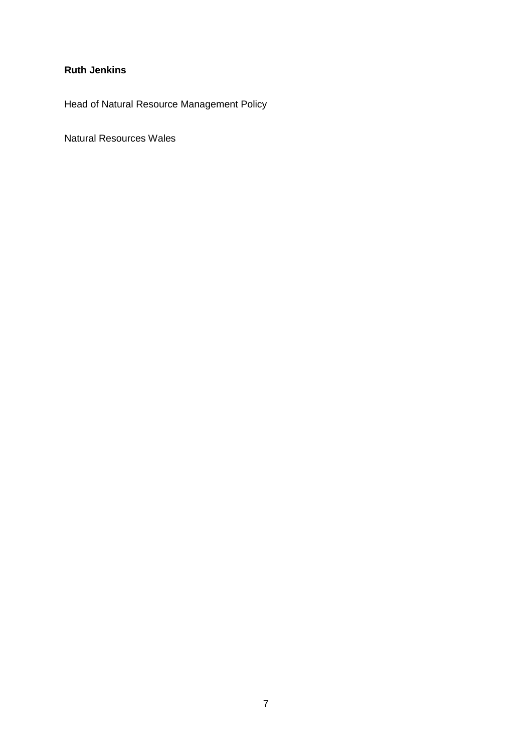**Ruth Jenkins**

Head of Natural Resource Management Policy

Natural Resources Wales